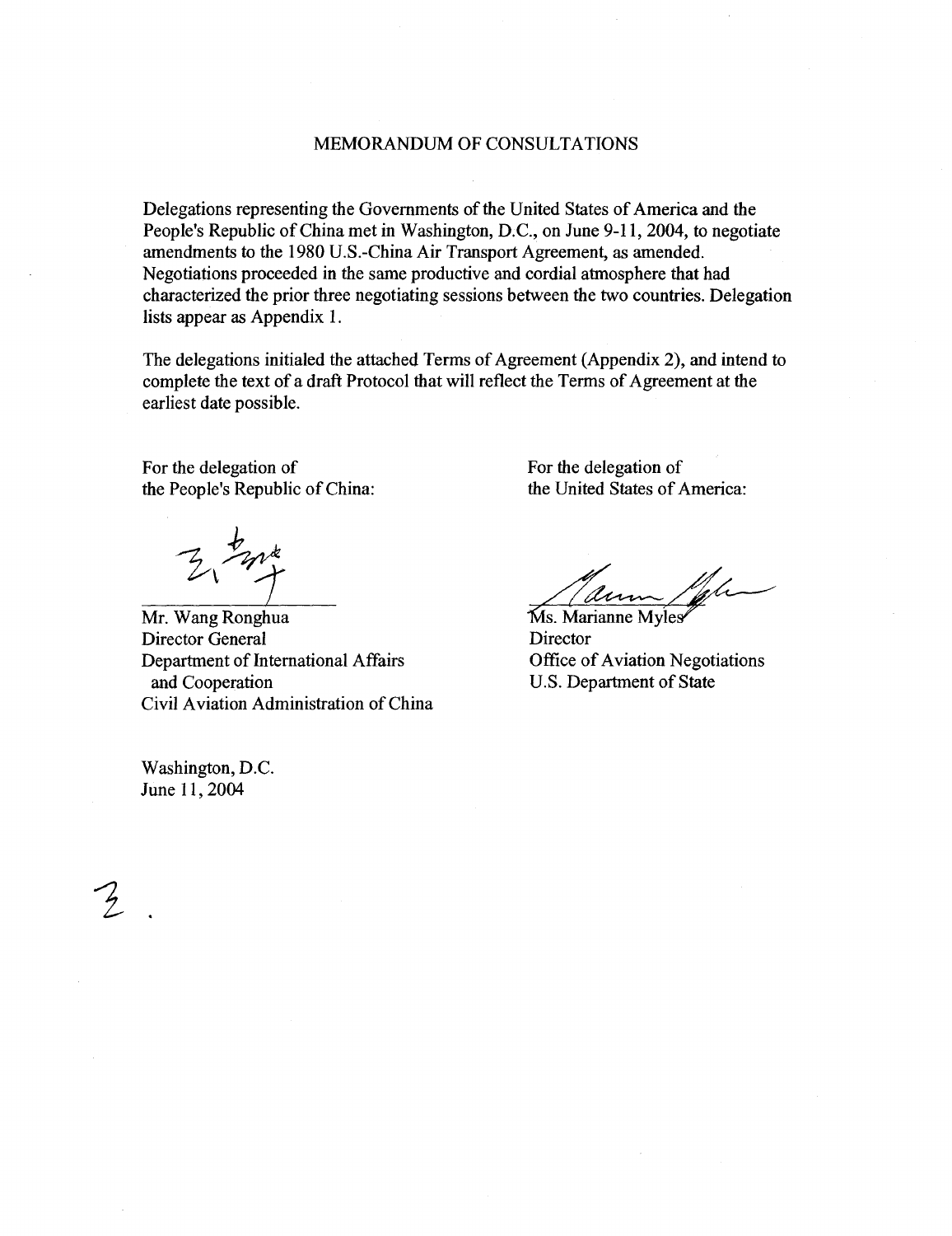# MEMORANDUM OF CONSULTATIONS

Delegations representing the Governments of the United States of America and the People's Republic of China met in Washington, D.C., on June 9-11, 2004, to negotiate amendments to the 1980 U.S.-China Air Transport Agreement, as amended. Negotiations proceeded in the same productive and cordial atmosphere that had characterized the prior three negotiating sessions between the two countries. Delegation lists appear as Appendix 1.

The delegations initialed the attached Terms of Agreement (Appendix 2), and intend to complete the text of a draft Protocol that will reflect the Terms of Agreement at the earliest date possible.

For the delegation of
the People's Republic of China:

Mr. Wang Ronghua
Director General
Department of International Affairs
and Cooperation
Civil Aviation Administration of China

For the delegation of
the United States of America:

Ms. Marianne Myles
Director
Office of Aviation Negotiations
U.S. Department of State

Washington, D.C.
June 11, 2004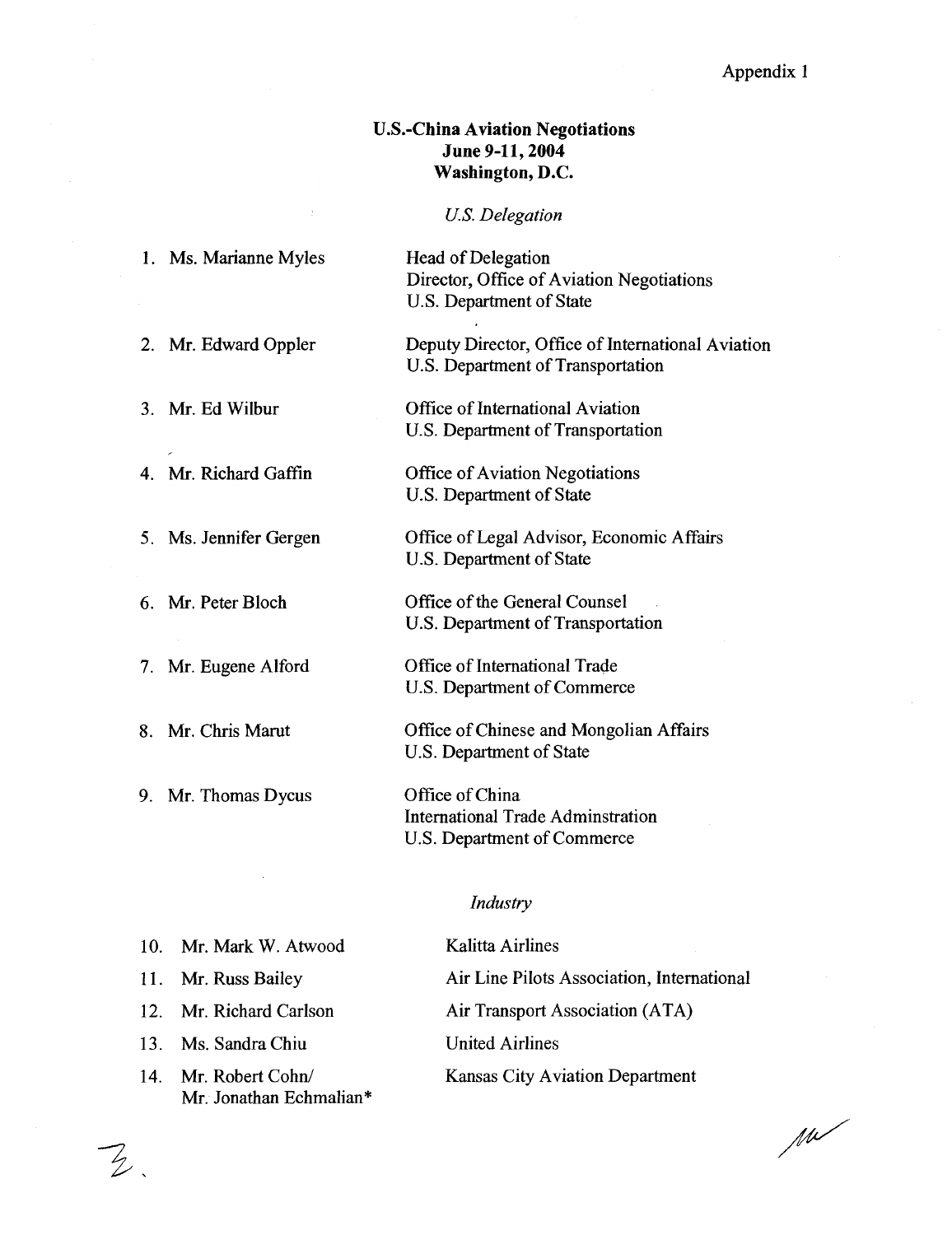Appendix 1

**U.S.-China Aviation Negotiations**
**June 9-11, 2004**
**Washington, D.C.**

*U.S. Delegation*

1. Ms. Marianne Myles — Head of Delegation
   Director, Office of Aviation Negotiations
   U.S. Department of State

2. Mr. Edward Oppler — Deputy Director, Office of International Aviation
   U.S. Department of Transportation

3. Mr. Ed Wilbur — Office of International Aviation
   U.S. Department of Transportation

4. Mr. Richard Gaffin — Office of Aviation Negotiations
   U.S. Department of State

5. Ms. Jennifer Gergen — Office of Legal Advisor, Economic Affairs
   U.S. Department of State

6. Mr. Peter Bloch — Office of the General Counsel
   U.S. Department of Transportation

7. Mr. Eugene Alford — Office of International Trade
   U.S. Department of Commerce

8. Mr. Chris Marut — Office of Chinese and Mongolian Affairs
   U.S. Department of State

9. Mr. Thomas Dycus — Office of China
   International Trade Adminstration
   U.S. Department of Commerce

*Industry*

10. Mr. Mark W. Atwood — Kalitta Airlines
11. Mr. Russ Bailey — Air Line Pilots Association, International
12. Mr. Richard Carlson — Air Transport Association (ATA)
13. Ms. Sandra Chiu — United Airlines
14. Mr. Robert Cohn/ Mr. Jonathan Echmalian* — Kansas City Aviation Department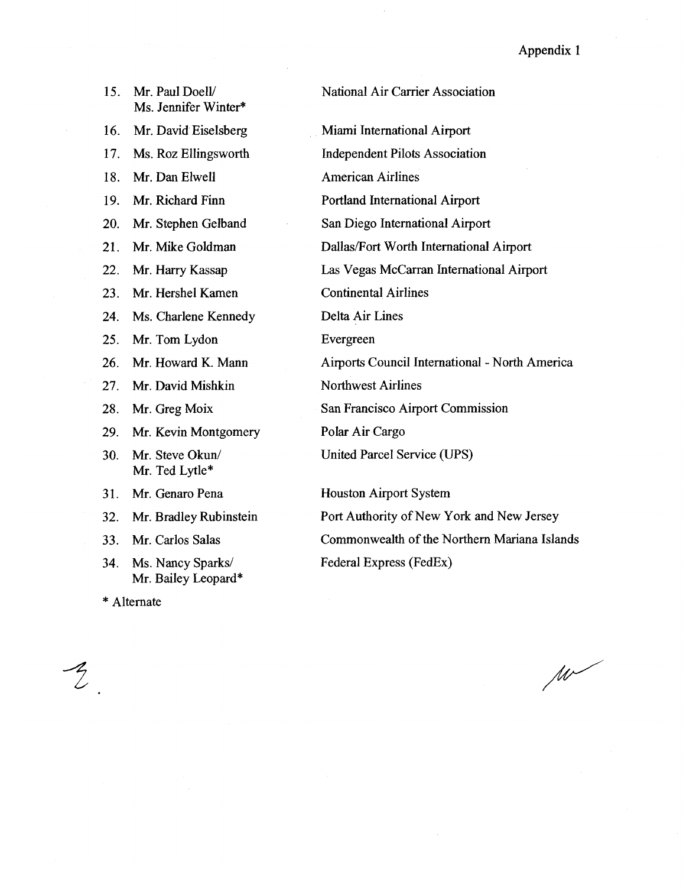Appendix 1

| | | |
|---|---|---|
| 15. | Mr. Paul Doell/ Ms. Jennifer Winter* | National Air Carrier Association |
| 16. | Mr. David Eiselsberg | Miami International Airport |
| 17. | Ms. Roz Ellingsworth | Independent Pilots Association |
| 18. | Mr. Dan Elwell | American Airlines |
| 19. | Mr. Richard Finn | Portland International Airport |
| 20. | Mr. Stephen Gelband | San Diego International Airport |
| 21. | Mr. Mike Goldman | Dallas/Fort Worth International Airport |
| 22. | Mr. Harry Kassap | Las Vegas McCarran International Airport |
| 23. | Mr. Hershel Kamen | Continental Airlines |
| 24. | Ms. Charlene Kennedy | Delta Air Lines |
| 25. | Mr. Tom Lydon | Evergreen |
| 26. | Mr. Howard K. Mann | Airports Council International - North America |
| 27. | Mr. David Mishkin | Northwest Airlines |
| 28. | Mr. Greg Moix | San Francisco Airport Commission |
| 29. | Mr. Kevin Montgomery | Polar Air Cargo |
| 30. | Mr. Steve Okun/ Mr. Ted Lytle* | United Parcel Service (UPS) |
| 31. | Mr. Genaro Pena | Houston Airport System |
| 32. | Mr. Bradley Rubinstein | Port Authority of New York and New Jersey |
| 33. | Mr. Carlos Salas | Commonwealth of the Northern Mariana Islands |
| 34. | Ms. Nancy Sparks/ Mr. Bailey Leopard* | Federal Express (FedEx) |

* Alternate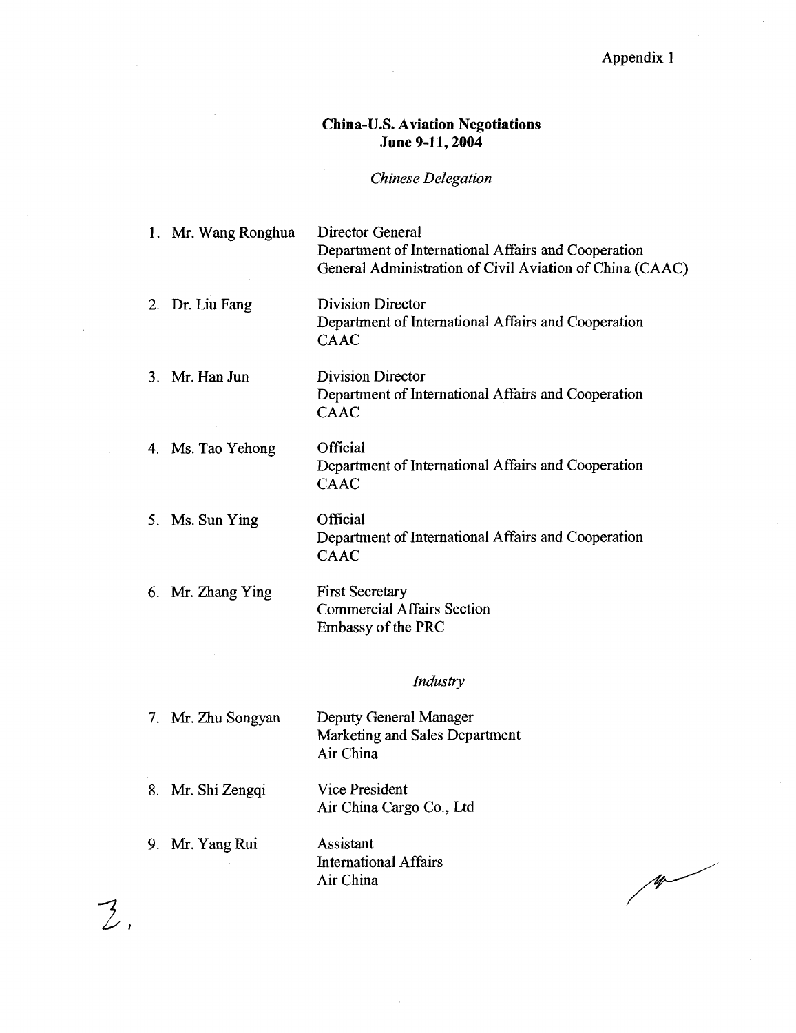Appendix 1

## China-U.S. Aviation Negotiations
## June 9-11, 2004

*Chinese Delegation*

| | |
|---|---|
| 1. Mr. Wang Ronghua | Director General<br>Department of International Affairs and Cooperation<br>General Administration of Civil Aviation of China (CAAC) |
| 2. Dr. Liu Fang | Division Director<br>Department of International Affairs and Cooperation<br>CAAC |
| 3. Mr. Han Jun | Division Director<br>Department of International Affairs and Cooperation<br>CAAC |
| 4. Ms. Tao Yehong | Official<br>Department of International Affairs and Cooperation<br>CAAC |
| 5. Ms. Sun Ying | Official<br>Department of International Affairs and Cooperation<br>CAAC |
| 6. Mr. Zhang Ying | First Secretary<br>Commercial Affairs Section<br>Embassy of the PRC |

*Industry*

| | |
|---|---|
| 7. Mr. Zhu Songyan | Deputy General Manager<br>Marketing and Sales Department<br>Air China |
| 8. Mr. Shi Zengqi | Vice President<br>Air China Cargo Co., Ltd |
| 9. Mr. Yang Rui | Assistant<br>International Affairs<br>Air China |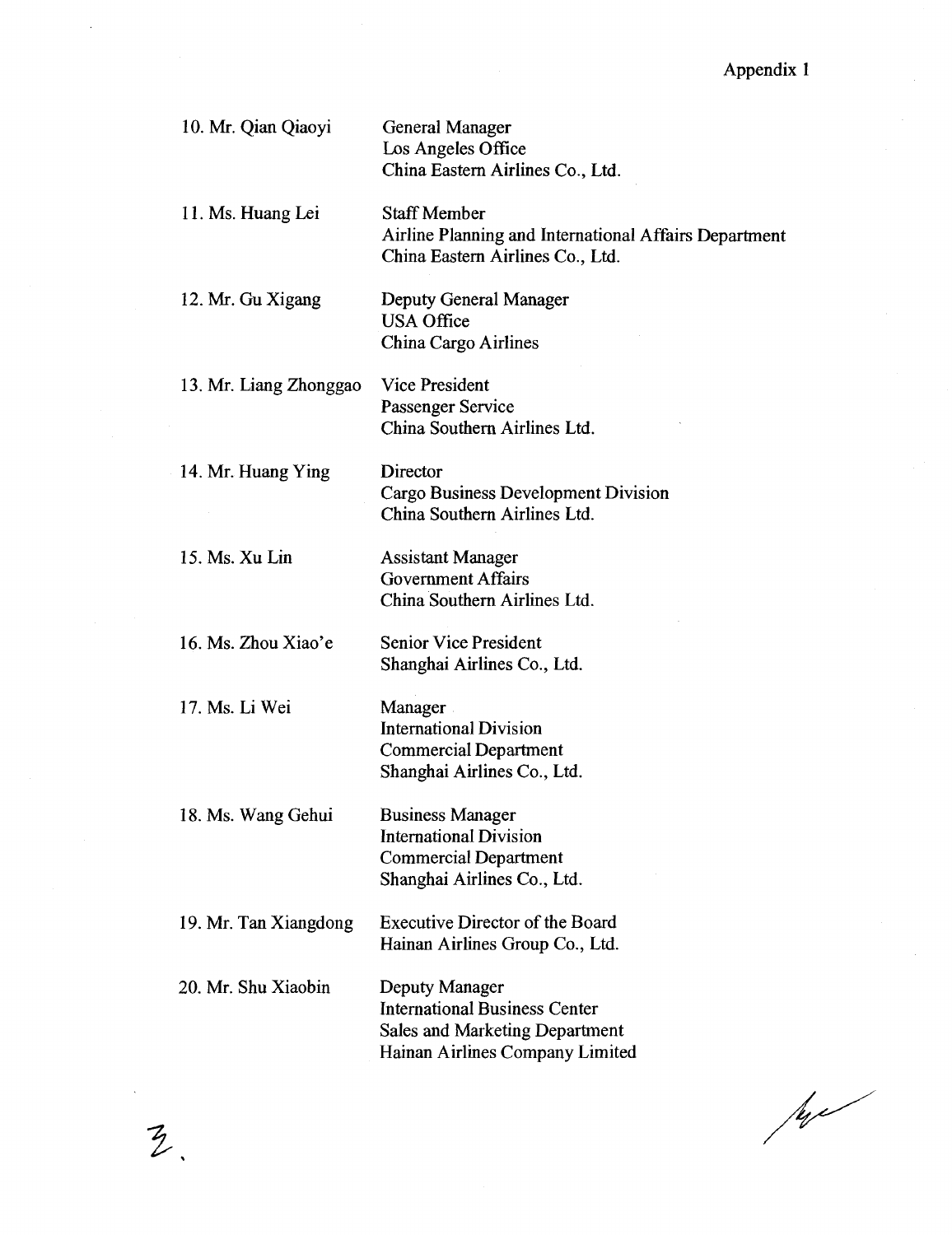Appendix 1

| | |
|---|---|
| 10. Mr. Qian Qiaoyi | General Manager<br>Los Angeles Office<br>China Eastern Airlines Co., Ltd. |
| 11. Ms. Huang Lei | Staff Member<br>Airline Planning and International Affairs Department<br>China Eastern Airlines Co., Ltd. |
| 12. Mr. Gu Xigang | Deputy General Manager<br>USA Office<br>China Cargo Airlines |
| 13. Mr. Liang Zhonggao | Vice President<br>Passenger Service<br>China Southern Airlines Ltd. |
| 14. Mr. Huang Ying | Director<br>Cargo Business Development Division<br>China Southern Airlines Ltd. |
| 15. Ms. Xu Lin | Assistant Manager<br>Government Affairs<br>China Southern Airlines Ltd. |
| 16. Ms. Zhou Xiao'e | Senior Vice President<br>Shanghai Airlines Co., Ltd. |
| 17. Ms. Li Wei | Manager<br>International Division<br>Commercial Department<br>Shanghai Airlines Co., Ltd. |
| 18. Ms. Wang Gehui | Business Manager<br>International Division<br>Commercial Department<br>Shanghai Airlines Co., Ltd. |
| 19. Mr. Tan Xiangdong | Executive Director of the Board<br>Hainan Airlines Group Co., Ltd. |
| 20. Mr. Shu Xiaobin | Deputy Manager<br>International Business Center<br>Sales and Marketing Department<br>Hainan Airlines Company Limited |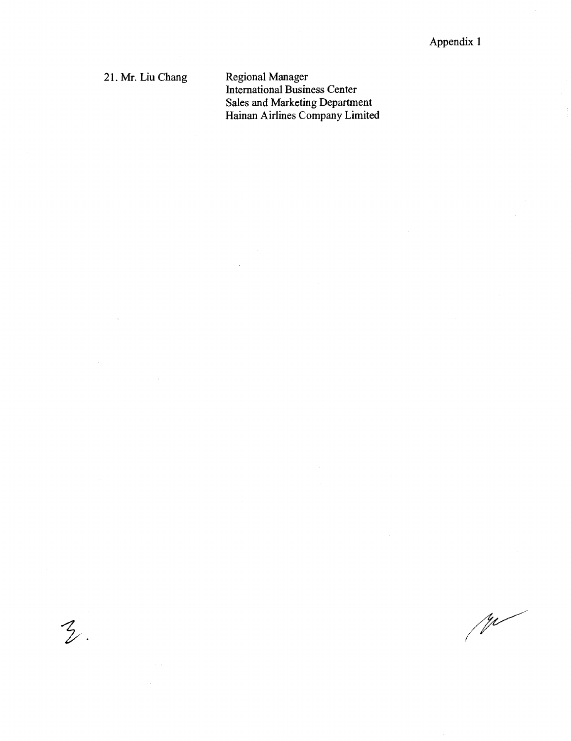Appendix 1

21. Mr. Liu Chang

Regional Manager
International Business Center
Sales and Marketing Department
Hainan Airlines Company Limited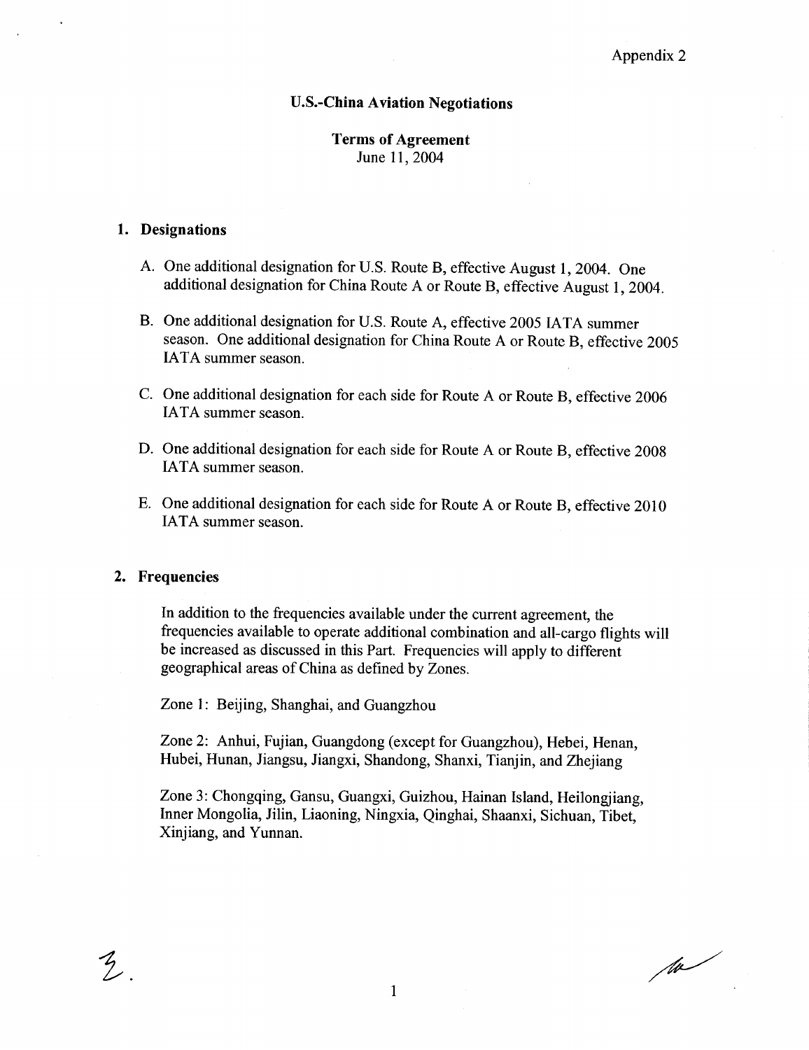Appendix 2

## U.S.-China Aviation Negotiations

**Terms of Agreement**
June 11, 2004

### 1. Designations

A. One additional designation for U.S. Route B, effective August 1, 2004. One additional designation for China Route A or Route B, effective August 1, 2004.

B. One additional designation for U.S. Route A, effective 2005 IATA summer season. One additional designation for China Route A or Route B, effective 2005 IATA summer season.

C. One additional designation for each side for Route A or Route B, effective 2006 IATA summer season.

D. One additional designation for each side for Route A or Route B, effective 2008 IATA summer season.

E. One additional designation for each side for Route A or Route B, effective 2010 IATA summer season.

### 2. Frequencies

In addition to the frequencies available under the current agreement, the frequencies available to operate additional combination and all-cargo flights will be increased as discussed in this Part. Frequencies will apply to different geographical areas of China as defined by Zones.

Zone 1: Beijing, Shanghai, and Guangzhou

Zone 2: Anhui, Fujian, Guangdong (except for Guangzhou), Hebei, Henan, Hubei, Hunan, Jiangsu, Jiangxi, Shandong, Shanxi, Tianjin, and Zhejiang

Zone 3: Chongqing, Gansu, Guangxi, Guizhou, Hainan Island, Heilongjiang, Inner Mongolia, Jilin, Liaoning, Ningxia, Qinghai, Shaanxi, Sichuan, Tibet, Xinjiang, and Yunnan.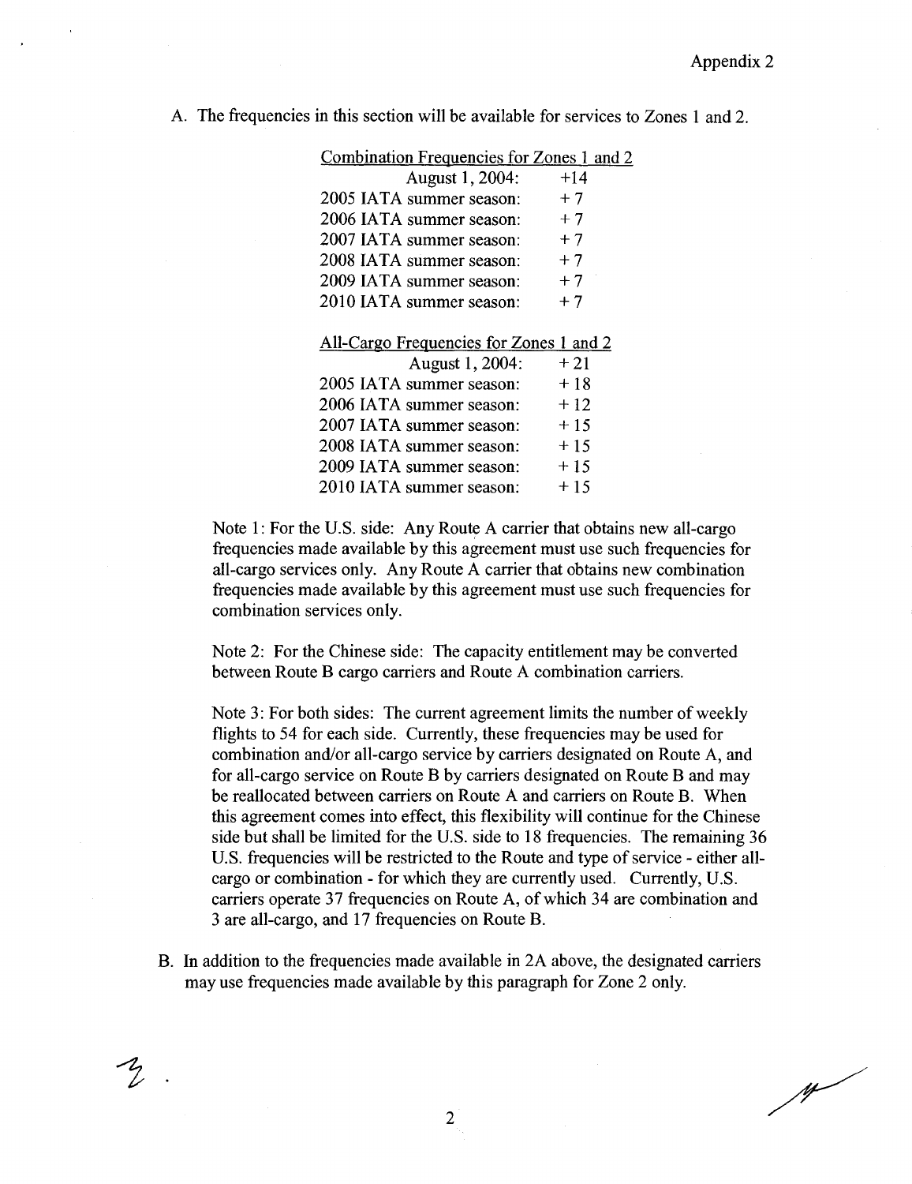Appendix 2

A. The frequencies in this section will be available for services to Zones 1 and 2.

| Combination Frequencies for Zones 1 and 2 | |
|---|---|
| August 1, 2004: | +14 |
| 2005 IATA summer season: | + 7 |
| 2006 IATA summer season: | + 7 |
| 2007 IATA summer season: | + 7 |
| 2008 IATA summer season: | + 7 |
| 2009 IATA summer season: | + 7 |
| 2010 IATA summer season: | + 7 |

| All-Cargo Frequencies for Zones 1 and 2 | |
|---|---|
| August 1, 2004: | + 21 |
| 2005 IATA summer season: | + 18 |
| 2006 IATA summer season: | + 12 |
| 2007 IATA summer season: | + 15 |
| 2008 IATA summer season: | + 15 |
| 2009 IATA summer season: | + 15 |
| 2010 IATA summer season: | + 15 |

Note 1: For the U.S. side: Any Route A carrier that obtains new all-cargo frequencies made available by this agreement must use such frequencies for all-cargo services only. Any Route A carrier that obtains new combination frequencies made available by this agreement must use such frequencies for combination services only.

Note 2: For the Chinese side: The capacity entitlement may be converted between Route B cargo carriers and Route A combination carriers.

Note 3: For both sides: The current agreement limits the number of weekly flights to 54 for each side. Currently, these frequencies may be used for combination and/or all-cargo service by carriers designated on Route A, and for all-cargo service on Route B by carriers designated on Route B and may be reallocated between carriers on Route A and carriers on Route B. When this agreement comes into effect, this flexibility will continue for the Chinese side but shall be limited for the U.S. side to 18 frequencies. The remaining 36 U.S. frequencies will be restricted to the Route and type of service - either all-cargo or combination - for which they are currently used. Currently, U.S. carriers operate 37 frequencies on Route A, of which 34 are combination and 3 are all-cargo, and 17 frequencies on Route B.

B. In addition to the frequencies made available in 2A above, the designated carriers may use frequencies made available by this paragraph for Zone 2 only.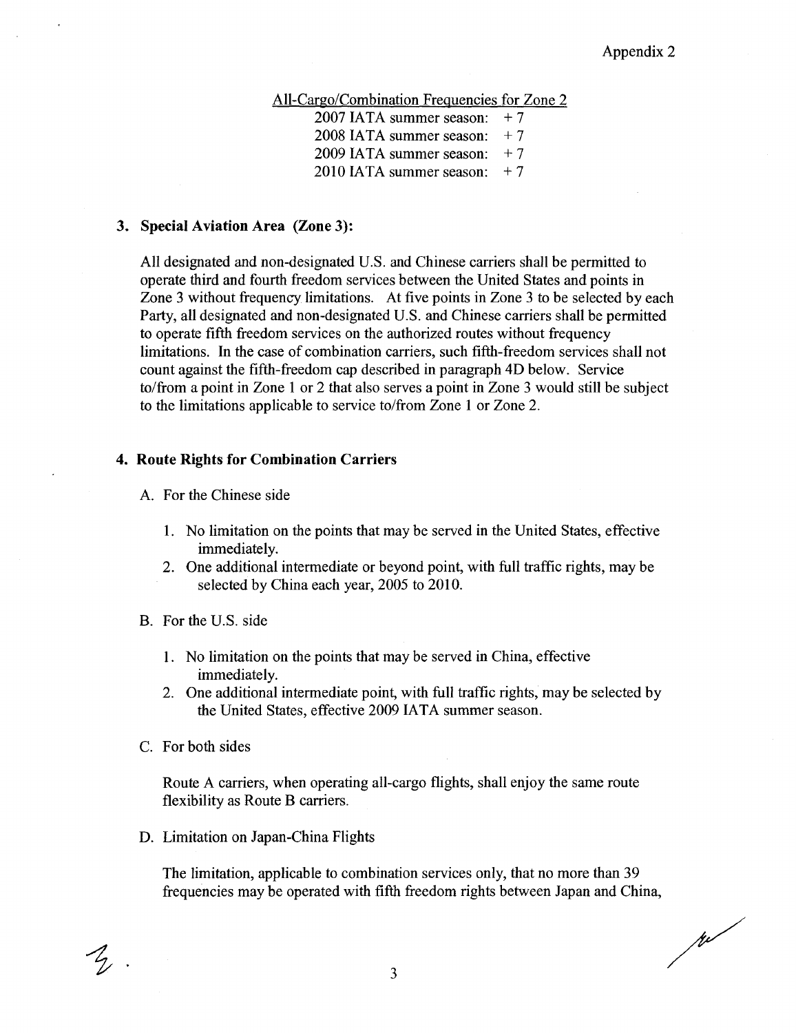All-Cargo/Combination Frequencies for Zone 2

| | |
|---|---|
| 2007 IATA summer season: | + 7 |
| 2008 IATA summer season: | + 7 |
| 2009 IATA summer season: | + 7 |
| 2010 IATA summer season: | + 7 |

### 3. Special Aviation Area (Zone 3):

All designated and non-designated U.S. and Chinese carriers shall be permitted to operate third and fourth freedom services between the United States and points in Zone 3 without frequency limitations. At five points in Zone 3 to be selected by each Party, all designated and non-designated U.S. and Chinese carriers shall be permitted to operate fifth freedom services on the authorized routes without frequency limitations. In the case of combination carriers, such fifth-freedom services shall not count against the fifth-freedom cap described in paragraph 4D below. Service to/from a point in Zone 1 or 2 that also serves a point in Zone 3 would still be subject to the limitations applicable to service to/from Zone 1 or Zone 2.

### 4. Route Rights for Combination Carriers

A. For the Chinese side

1. No limitation on the points that may be served in the United States, effective immediately.
2. One additional intermediate or beyond point, with full traffic rights, may be selected by China each year, 2005 to 2010.

B. For the U.S. side

1. No limitation on the points that may be served in China, effective immediately.
2. One additional intermediate point, with full traffic rights, may be selected by the United States, effective 2009 IATA summer season.

C. For both sides

Route A carriers, when operating all-cargo flights, shall enjoy the same route flexibility as Route B carriers.

D. Limitation on Japan-China Flights

The limitation, applicable to combination services only, that no more than 39 frequencies may be operated with fifth freedom rights between Japan and China,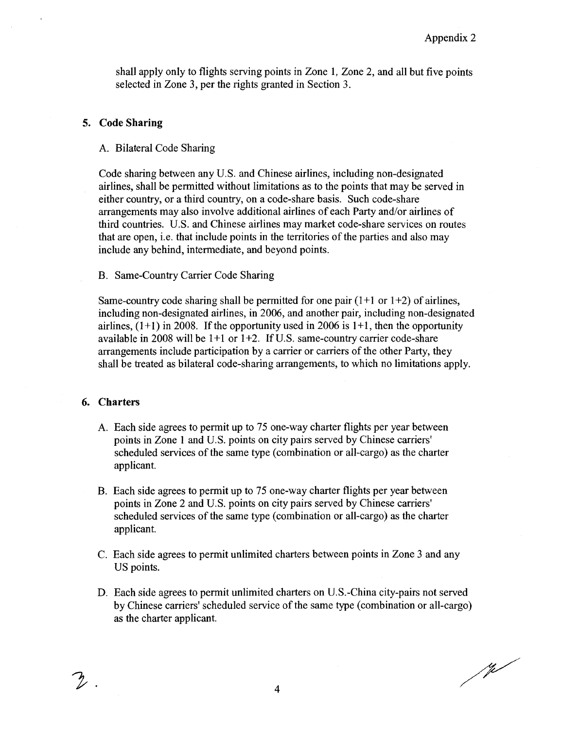shall apply only to flights serving points in Zone 1, Zone 2, and all but five points selected in Zone 3, per the rights granted in Section 3.

## 5. Code Sharing

A. Bilateral Code Sharing

Code sharing between any U.S. and Chinese airlines, including non-designated airlines, shall be permitted without limitations as to the points that may be served in either country, or a third country, on a code-share basis. Such code-share arrangements may also involve additional airlines of each Party and/or airlines of third countries. U.S. and Chinese airlines may market code-share services on routes that are open, i.e. that include points in the territories of the parties and also may include any behind, intermediate, and beyond points.

B. Same-Country Carrier Code Sharing

Same-country code sharing shall be permitted for one pair (1+1 or 1+2) of airlines, including non-designated airlines, in 2006, and another pair, including non-designated airlines, (1+1) in 2008. If the opportunity used in 2006 is 1+1, then the opportunity available in 2008 will be 1+1 or 1+2. If U.S. same-country carrier code-share arrangements include participation by a carrier or carriers of the other Party, they shall be treated as bilateral code-sharing arrangements, to which no limitations apply.

## 6. Charters

A. Each side agrees to permit up to 75 one-way charter flights per year between points in Zone 1 and U.S. points on city pairs served by Chinese carriers' scheduled services of the same type (combination or all-cargo) as the charter applicant.

B. Each side agrees to permit up to 75 one-way charter flights per year between points in Zone 2 and U.S. points on city pairs served by Chinese carriers' scheduled services of the same type (combination or all-cargo) as the charter applicant.

C. Each side agrees to permit unlimited charters between points in Zone 3 and any US points.

D. Each side agrees to permit unlimited charters on U.S.-China city-pairs not served by Chinese carriers' scheduled service of the same type (combination or all-cargo) as the charter applicant.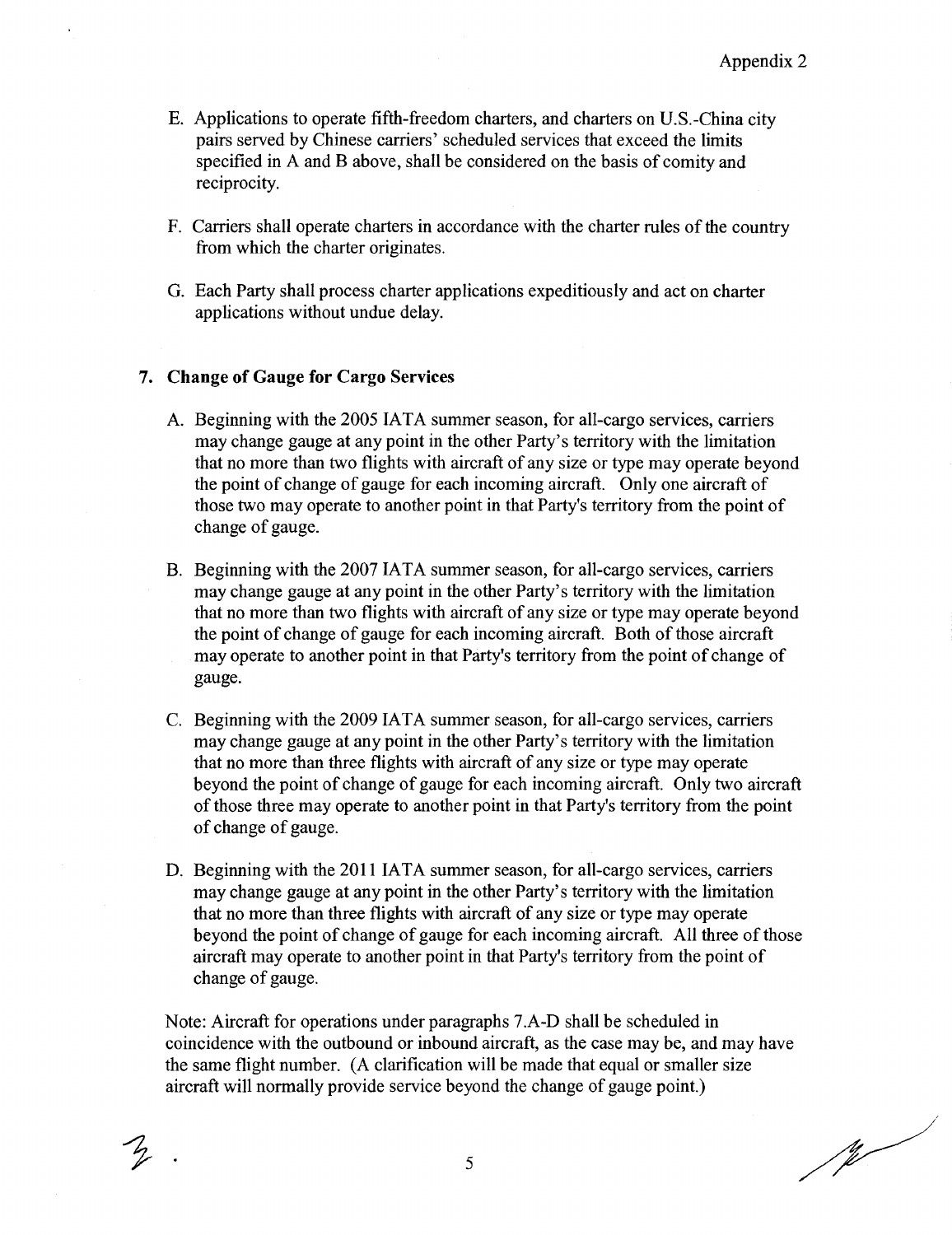Appendix 2

E. Applications to operate fifth-freedom charters, and charters on U.S.-China city pairs served by Chinese carriers' scheduled services that exceed the limits specified in A and B above, shall be considered on the basis of comity and reciprocity.

F. Carriers shall operate charters in accordance with the charter rules of the country from which the charter originates.

G. Each Party shall process charter applications expeditiously and act on charter applications without undue delay.

**7. Change of Gauge for Cargo Services**

A. Beginning with the 2005 IATA summer season, for all-cargo services, carriers may change gauge at any point in the other Party's territory with the limitation that no more than two flights with aircraft of any size or type may operate beyond the point of change of gauge for each incoming aircraft. Only one aircraft of those two may operate to another point in that Party's territory from the point of change of gauge.

B. Beginning with the 2007 IATA summer season, for all-cargo services, carriers may change gauge at any point in the other Party's territory with the limitation that no more than two flights with aircraft of any size or type may operate beyond the point of change of gauge for each incoming aircraft. Both of those aircraft may operate to another point in that Party's territory from the point of change of gauge.

C. Beginning with the 2009 IATA summer season, for all-cargo services, carriers may change gauge at any point in the other Party's territory with the limitation that no more than three flights with aircraft of any size or type may operate beyond the point of change of gauge for each incoming aircraft. Only two aircraft of those three may operate to another point in that Party's territory from the point of change of gauge.

D. Beginning with the 2011 IATA summer season, for all-cargo services, carriers may change gauge at any point in the other Party's territory with the limitation that no more than three flights with aircraft of any size or type may operate beyond the point of change of gauge for each incoming aircraft. All three of those aircraft may operate to another point in that Party's territory from the point of change of gauge.

Note: Aircraft for operations under paragraphs 7.A-D shall be scheduled in coincidence with the outbound or inbound aircraft, as the case may be, and may have the same flight number. (A clarification will be made that equal or smaller size aircraft will normally provide service beyond the change of gauge point.)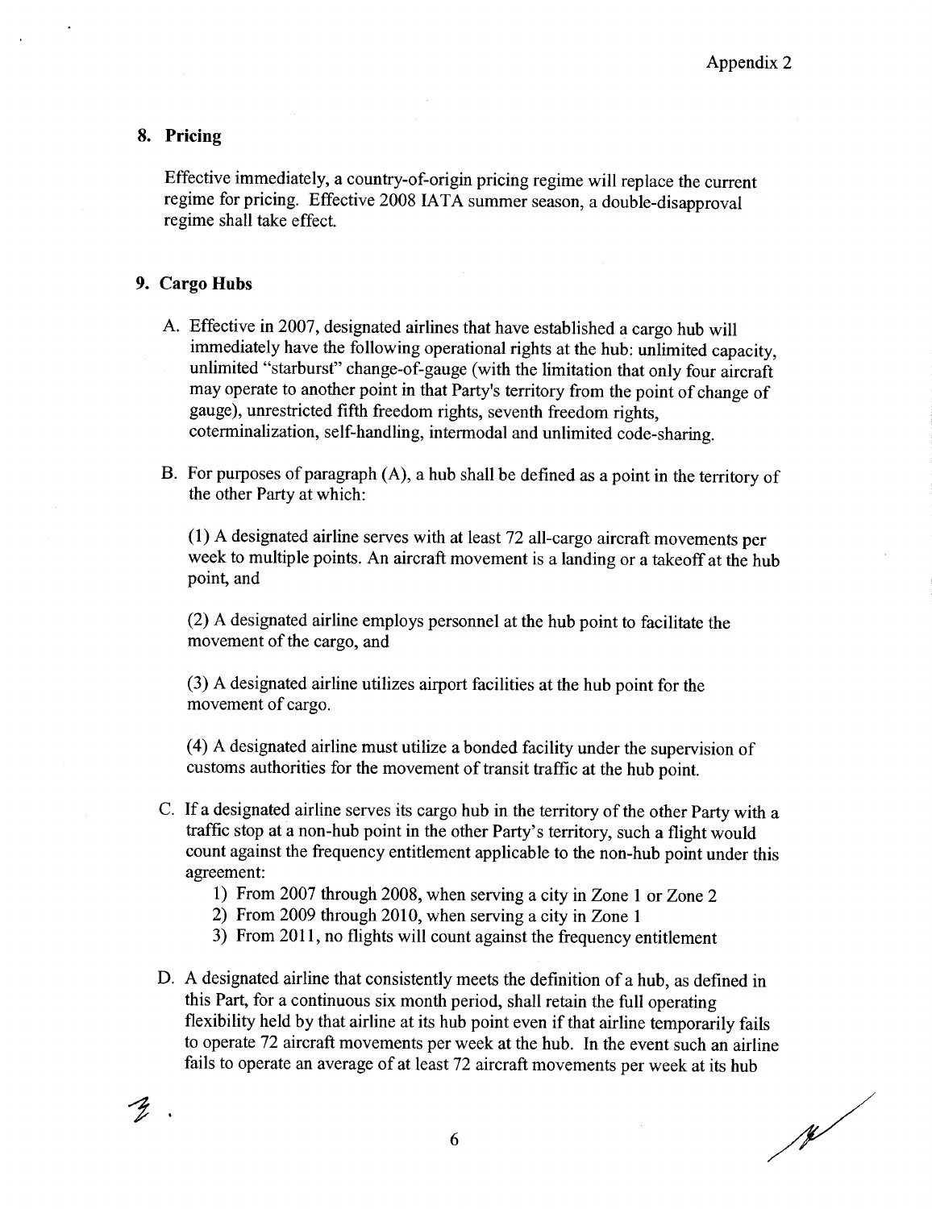Appendix 2

## 8. Pricing

Effective immediately, a country-of-origin pricing regime will replace the current regime for pricing. Effective 2008 IATA summer season, a double-disapproval regime shall take effect.

## 9. Cargo Hubs

A. Effective in 2007, designated airlines that have established a cargo hub will immediately have the following operational rights at the hub: unlimited capacity, unlimited "starburst" change-of-gauge (with the limitation that only four aircraft may operate to another point in that Party's territory from the point of change of gauge), unrestricted fifth freedom rights, seventh freedom rights, coterminalization, self-handling, intermodal and unlimited code-sharing.

B. For purposes of paragraph (A), a hub shall be defined as a point in the territory of the other Party at which:

(1) A designated airline serves with at least 72 all-cargo aircraft movements per week to multiple points. An aircraft movement is a landing or a takeoff at the hub point, and

(2) A designated airline employs personnel at the hub point to facilitate the movement of the cargo, and

(3) A designated airline utilizes airport facilities at the hub point for the movement of cargo.

(4) A designated airline must utilize a bonded facility under the supervision of customs authorities for the movement of transit traffic at the hub point.

C. If a designated airline serves its cargo hub in the territory of the other Party with a traffic stop at a non-hub point in the other Party's territory, such a flight would count against the frequency entitlement applicable to the non-hub point under this agreement:
   1) From 2007 through 2008, when serving a city in Zone 1 or Zone 2
   2) From 2009 through 2010, when serving a city in Zone 1
   3) From 2011, no flights will count against the frequency entitlement

D. A designated airline that consistently meets the definition of a hub, as defined in this Part, for a continuous six month period, shall retain the full operating flexibility held by that airline at its hub point even if that airline temporarily fails to operate 72 aircraft movements per week at the hub. In the event such an airline fails to operate an average of at least 72 aircraft movements per week at its hub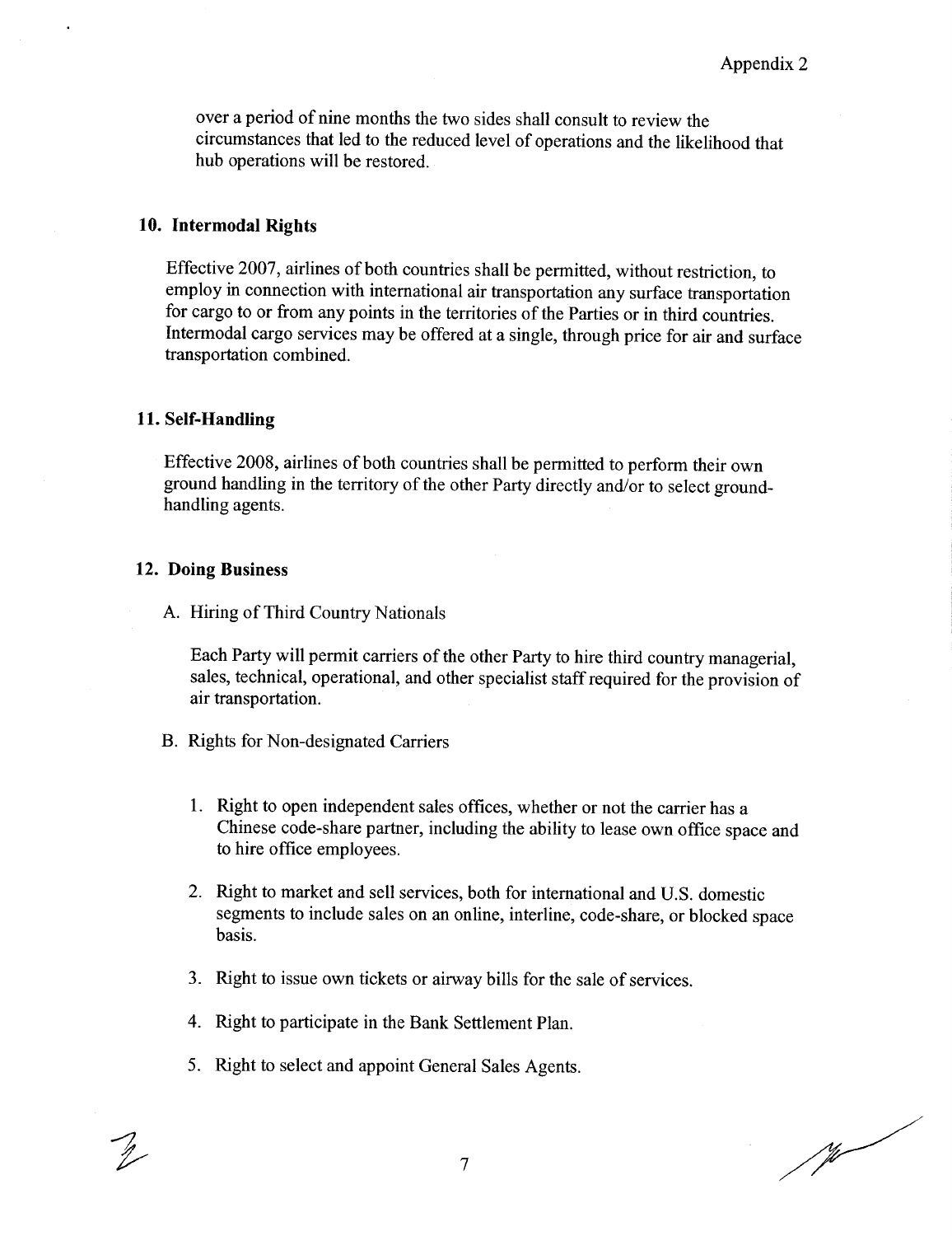over a period of nine months the two sides shall consult to review the circumstances that led to the reduced level of operations and the likelihood that hub operations will be restored.

### 10. Intermodal Rights

Effective 2007, airlines of both countries shall be permitted, without restriction, to employ in connection with international air transportation any surface transportation for cargo to or from any points in the territories of the Parties or in third countries. Intermodal cargo services may be offered at a single, through price for air and surface transportation combined.

### 11. Self-Handling

Effective 2008, airlines of both countries shall be permitted to perform their own ground handling in the territory of the other Party directly and/or to select ground-handling agents.

### 12. Doing Business

A. Hiring of Third Country Nationals

Each Party will permit carriers of the other Party to hire third country managerial, sales, technical, operational, and other specialist staff required for the provision of air transportation.

B. Rights for Non-designated Carriers

1. Right to open independent sales offices, whether or not the carrier has a Chinese code-share partner, including the ability to lease own office space and to hire office employees.

2. Right to market and sell services, both for international and U.S. domestic segments to include sales on an online, interline, code-share, or blocked space basis.

3. Right to issue own tickets or airway bills for the sale of services.

4. Right to participate in the Bank Settlement Plan.

5. Right to select and appoint General Sales Agents.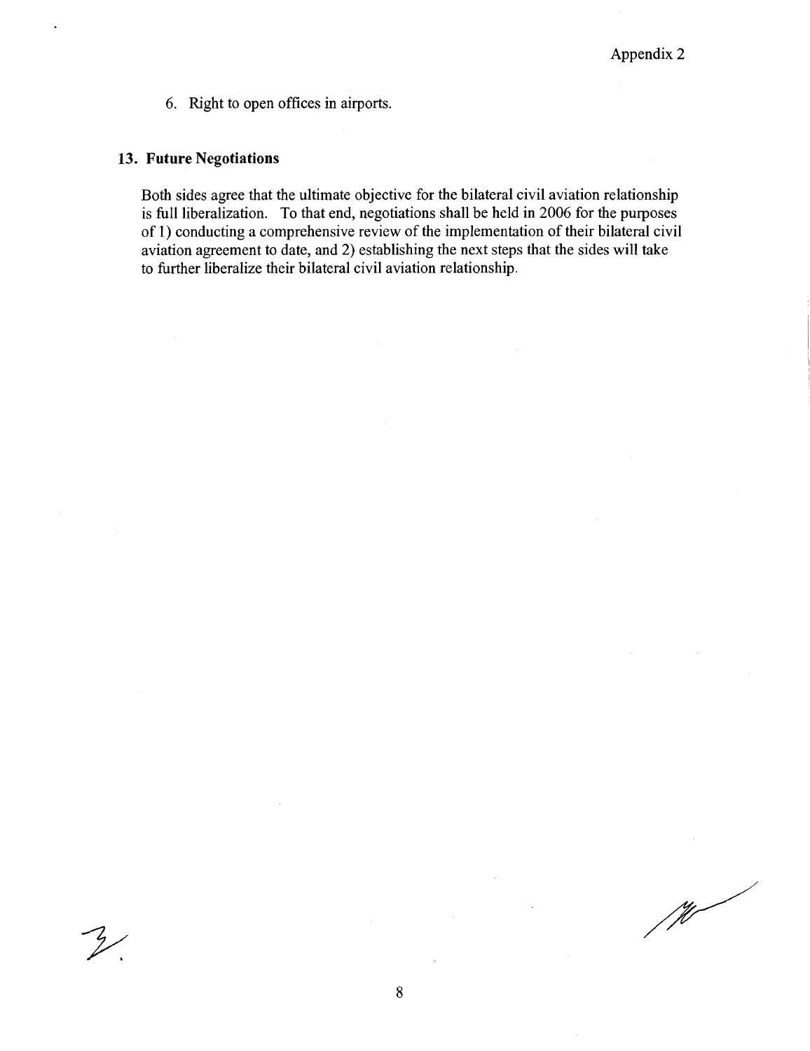Appendix 2

6. Right to open offices in airports.

## 13. Future Negotiations

Both sides agree that the ultimate objective for the bilateral civil aviation relationship is full liberalization. To that end, negotiations shall be held in 2006 for the purposes of 1) conducting a comprehensive review of the implementation of their bilateral civil aviation agreement to date, and 2) establishing the next steps that the sides will take to further liberalize their bilateral civil aviation relationship.